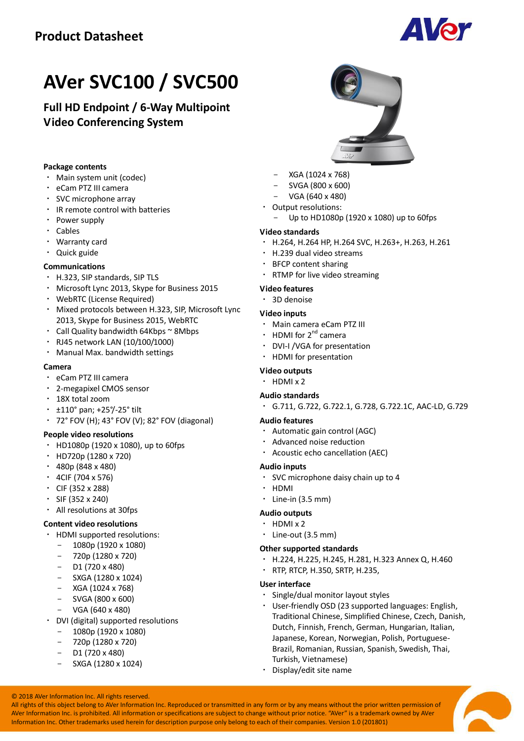Product Datasheet

# AVer SVC100 / SVC500

## Full HD Endpoint / 6-Way Multipoint Video Conferencing System

**Package contents**
- Main system unit (codec)
- eCam PTZ III camera
- SVC microphone array
- IR remote control with batteries
- Power supply
- Cables
- Warranty card
- Quick guide

**Communications**
- H.323, SIP standards, SIP TLS
- Microsoft Lync 2013, Skype for Business 2015
- WebRTC (License Required)
- Mixed protocols between H.323, SIP, Microsoft Lync 2013, Skype for Business 2015, WebRTC
- Call Quality bandwidth 64Kbps ~ 8Mbps
- RJ45 network LAN (10/100/1000)
- Manual Max. bandwidth settings

**Camera**
- eCam PTZ III camera
- 2-megapixel CMOS sensor
- 18X total zoom
- ±110° pan; +25°/-25° tilt
- 72° FOV (H); 43° FOV (V); 82° FOV (diagonal)

**People video resolutions**
- HD1080p (1920 x 1080), up to 60fps
- HD720p (1280 x 720)
- 480p (848 x 480)
- 4CIF (704 x 576)
- CIF (352 x 288)
- SIF (352 x 240)
- All resolutions at 30fps

**Content video resolutions**
- HDMI supported resolutions:
  - 1080p (1920 x 1080)
  - 720p (1280 x 720)
  - D1 (720 x 480)
  - SXGA (1280 x 1024)
  - XGA (1024 x 768)
  - SVGA (800 x 600)
  - VGA (640 x 480)
- DVI (digital) supported resolutions
  - 1080p (1920 x 1080)
  - 720p (1280 x 720)
  - D1 (720 x 480)
  - SXGA (1280 x 1024)
  - XGA (1024 x 768)
  - SVGA (800 x 600)
  - VGA (640 x 480)
- Output resolutions:
  - Up to HD1080p (1920 x 1080) up to 60fps

**Video standards**
- H.264, H.264 HP, H.264 SVC, H.263+, H.263, H.261
- H.239 dual video streams
- BFCP content sharing
- RTMP for live video streaming

**Video features**
- 3D denoise

**Video inputs**
- Main camera eCam PTZ III
- HDMI for 2nd camera
- DVI-I /VGA for presentation
- HDMI for presentation

**Video outputs**
- HDMI x 2

**Audio standards**
- G.711, G.722, G.722.1, G.728, G.722.1C, AAC-LD, G.729

**Audio features**
- Automatic gain control (AGC)
- Advanced noise reduction
- Acoustic echo cancellation (AEC)

**Audio inputs**
- SVC microphone daisy chain up to 4
- HDMI
- Line-in (3.5 mm)

**Audio outputs**
- HDMI x 2
- Line-out (3.5 mm)

**Other supported standards**
- H.224, H.225, H.245, H.281, H.323 Annex Q, H.460
- RTP, RTCP, H.350, SRTP, H.235,

**User interface**
- Single/dual monitor layout styles
- User-friendly OSD (23 supported languages: English, Traditional Chinese, Simplified Chinese, Czech, Danish, Dutch, Finnish, French, German, Hungarian, Italian, Japanese, Korean, Norwegian, Polish, Portuguese-Brazil, Romanian, Russian, Spanish, Swedish, Thai, Turkish, Vietnamese)
- Display/edit site name

© 2018 AVer Information Inc. All rights reserved.
All rights of this object belong to AVer Information Inc. Reproduced or transmitted in any form or by any means without the prior written permission of AVer Information Inc. is prohibited. All information or specifications are subject to change without prior notice. "AVer" is a trademark owned by AVer Information Inc. Other trademarks used herein for description purpose only belong to each of their companies. Version 1.0 (201801)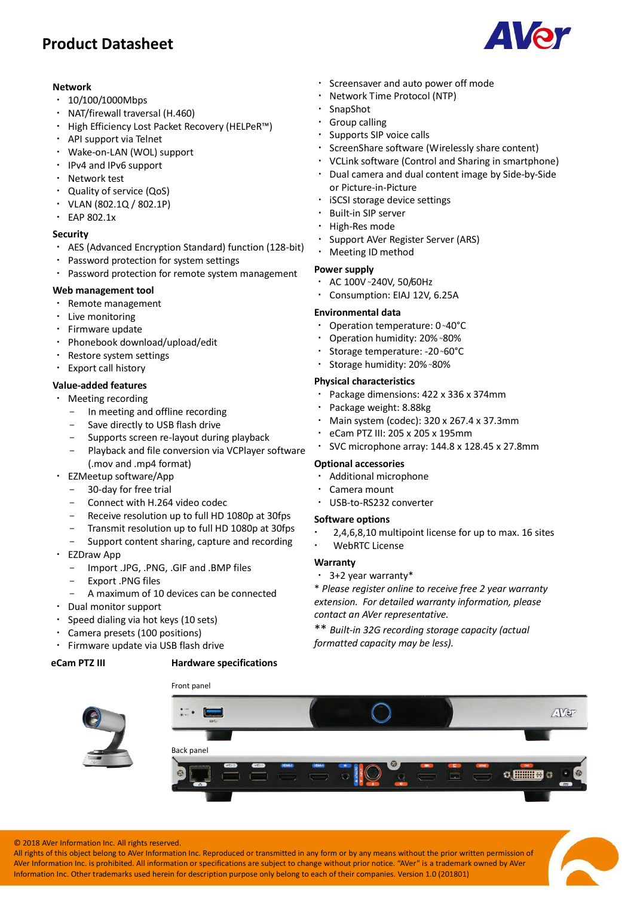# Product Datasheet

### Network

- 10/100/1000Mbps
- NAT/firewall traversal (H.460)
- High Efficiency Lost Packet Recovery (HELPeR™)
- API support via Telnet
- Wake-on-LAN (WOL) support
- IPv4 and IPv6 support
- Network test
- Quality of service (QoS)
- VLAN (802.1Q / 802.1P)
- EAP 802.1x

### Security

- AES (Advanced Encryption Standard) function (128-bit)
- Password protection for system settings
- Password protection for remote system management

### Web management tool

- Remote management
- Live monitoring
- Firmware update
- Phonebook download/upload/edit
- Restore system settings
- Export call history

### Value-added features

- Meeting recording
  - In meeting and offline recording
  - Save directly to USB flash drive
  - Supports screen re-layout during playback
  - Playback and file conversion via VCPlayer software (.mov and .mp4 format)
- EZMeetup software/App
  - 30-day for free trial
  - Connect with H.264 video codec
  - Receive resolution up to full HD 1080p at 30fps
  - Transmit resolution up to full HD 1080p at 30fps
  - Support content sharing, capture and recording
- EZDraw App
  - Import .JPG, .PNG, .GIF and .BMP files
  - Export .PNG files
  - A maximum of 10 devices can be connected
- Dual monitor support
- Speed dialing via hot keys (10 sets)
- Camera presets (100 positions)
- Firmware update via USB flash drive
- Screensaver and auto power off mode
- Network Time Protocol (NTP)
- SnapShot
- Group calling
- Supports SIP voice calls
- ScreenShare software (Wirelessly share content)
- VCLink software (Control and Sharing in smartphone)
- Dual camera and dual content image by Side-by-Side or Picture-in-Picture
- iSCSI storage device settings
- Built-in SIP server
- High-Res mode
- Support AVer Register Server (ARS)
- Meeting ID method

### Power supply

- AC 100V~240V, 50/60Hz
- Consumption: EIAJ 12V, 6.25A

### Environmental data

- Operation temperature: 0~40°C
- Operation humidity: 20%~80%
- Storage temperature: -20~60°C
- Storage humidity: 20%~80%

### Physical characteristics

- Package dimensions: 422 x 336 x 374mm
- Package weight: 8.88kg
- Main system (codec): 320 x 267.4 x 37.3mm
- eCam PTZ III: 205 x 205 x 195mm
- SVC microphone array: 144.8 x 128.45 x 27.8mm

### Optional accessories

- Additional microphone
- Camera mount
- USB-to-RS232 converter

### Software options

- 2,4,6,8,10 multipoint license for up to max. 16 sites
- WebRTC License

### Warranty

- 3+2 year warranty*

*\* Please register online to receive free 2 year warranty extension. For detailed information, please contact an AVer representative.*

*\*\* Built-in 32G recording storage capacity (actual formatted capacity may be less).*

### eCam PTZ III

### Hardware specifications

Front panel

Back panel

© 2018 AVer Information Inc. All rights reserved.
All rights of this object belong to AVer Information Inc. Reproduced or transmitted in any form or by any means without the prior written permission of AVer Information Inc. is prohibited. All information or specifications are subject to change without prior notice. "AVer" is a trademark owned by AVer Information Inc. Other trademarks used herein for description purpose only belong to each of their companies. Version 1.0 (201801)